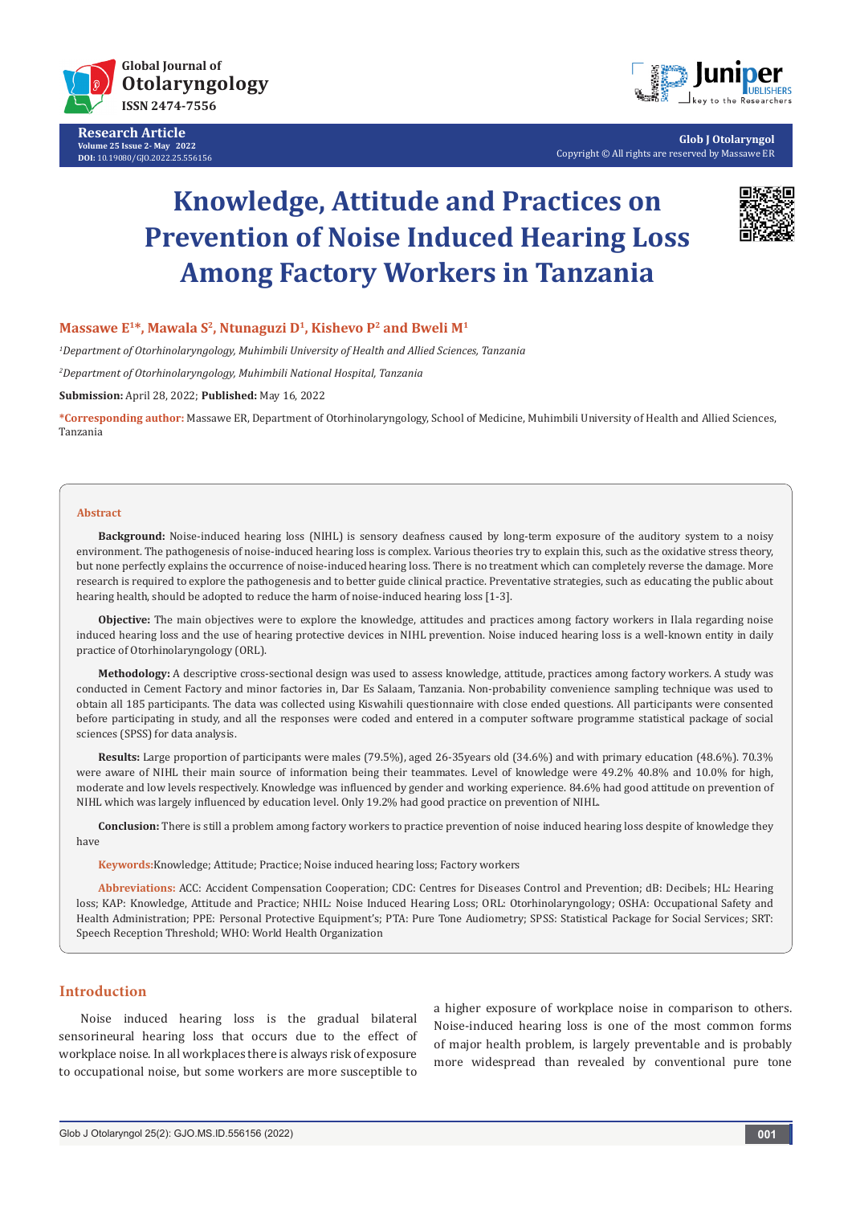# Knowledge, Attitude and Practices on Prevention of Noise Induced Hearing Loss Among Factory Workers in Tanzania

**Massawe E[1]*, Mawala S[2], Ntunaguzi D[1], Kishevo P[2] and Bweli M[1]**

*[1]Department of Otorhinolaryngology, Muhimbili University of Health and Allied Sciences, Tanzania*

*[2]Department of Otorhinolaryngology, Muhimbili National Hospital, Tanzania*

**Submission:** April 28, 2022; **Published:** May 16, 2022

***Corresponding author:** Massawe ER, Department of Otorhinolaryngology, School of Medicine, Muhimbili University of Health and Allied Sciences, Tanzania

## Abstract

**Background:** Noise-induced hearing loss (NIHL) is sensory deafness caused by long-term exposure of the auditory system to a noisy environment. The pathogenesis of noise-induced hearing loss is complex. Various theories try to explain this, such as the oxidative stress theory, but none perfectly explains the occurrence of noise-induced hearing loss. There is no treatment which can completely reverse the damage. More research is required to explore the pathogenesis and to better guide clinical practice. Preventative strategies, such as educating the public about hearing health, should be adopted to reduce the harm of noise-induced hearing loss [1-3].

**Objective:** The main objectives were to explore the knowledge, attitudes and practices among factory workers in Ilala regarding noise induced hearing loss and the use of hearing protective devices in NIHL prevention. Noise induced hearing loss is a well-known entity in daily practice of Otorhinolaryngology (ORL).

**Methodology:** A descriptive cross-sectional design was used to assess knowledge, attitude, practices among factory workers. A study was conducted in Cement Factory and minor factories in, Dar Es Salaam, Tanzania. Non-probability convenience sampling technique was used to obtain all 185 participants. The data was collected using Kiswahili questionnaire with close ended questions. All participants were consented before participating in study, and all the responses were coded and entered in a computer software programme statistical package of social sciences (SPSS) for data analysis.

**Results:** Large proportion of participants were males (79.5%), aged 26-35years old (34.6%) and with primary education (48.6%). 70.3% were aware of NIHL their main source of information being their teammates. Level of knowledge were 49.2% 40.8% and 10.0% for high, moderate and low levels respectively. Knowledge was influenced by gender and working experience. 84.6% had good attitude on prevention of NIHL which was largely influenced by education level. Only 19.2% had good practice on prevention of NIHL.

**Conclusion:** There is still a problem among factory workers to practice prevention of noise induced hearing loss despite of knowledge they have

**Keywords:** Knowledge; Attitude; Practice; Noise induced hearing loss; Factory workers

**Abbreviations:** ACC: Accident Compensation Cooperation; CDC: Centres for Diseases Control and Prevention; dB: Decibels; HL: Hearing loss; KAP: Knowledge, Attitude and Practice; NIHL: Noise Induced Hearing Loss; ORL: Otorhinolaryngology; OSHA: Occupational Safety and Health Administration; PPE: Personal Protective Equipment's; PTA: Pure Tone Audiometry; SPSS: Statistical Package for Social Services; SRT: Speech Reception Threshold; WHO: World Health Organization

## Introduction

Noise induced hearing loss is the gradual bilateral sensorineural hearing loss that occurs due to the effect of workplace noise. In all workplaces there is always risk of exposure to occupational noise, but some workers are more susceptible to a higher exposure of workplace noise in comparison to others. Noise-induced hearing loss is one of the most common forms of major health problem, is largely preventable and is probably more widespread than revealed by conventional pure tone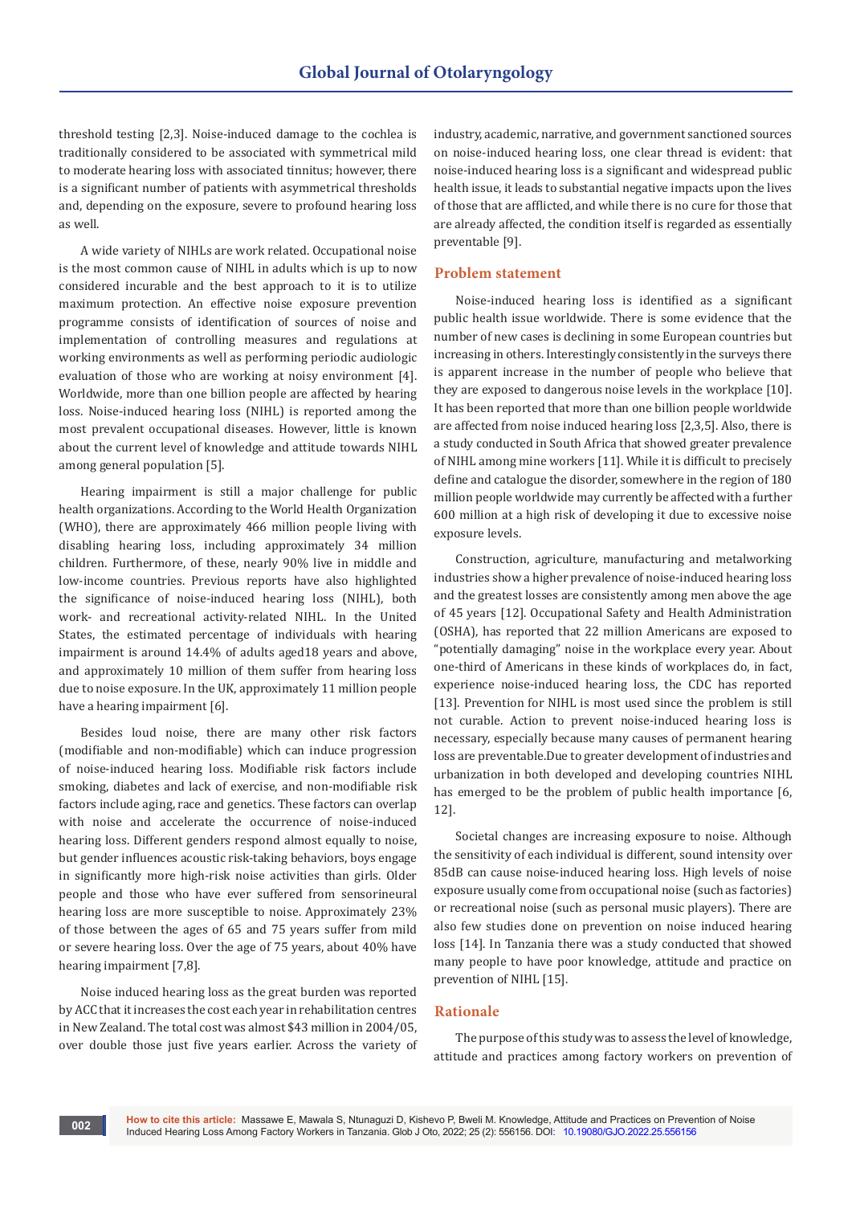threshold testing [2,3]. Noise-induced damage to the cochlea is traditionally considered to be associated with symmetrical mild to moderate hearing loss with associated tinnitus; however, there is a significant number of patients with asymmetrical thresholds and, depending on the exposure, severe to profound hearing loss as well.

A wide variety of NIHLs are work related. Occupational noise is the most common cause of NIHL in adults which is up to now considered incurable and the best approach to it is to utilize maximum protection. An effective noise exposure prevention programme consists of identification of sources of noise and implementation of controlling measures and regulations at working environments as well as performing periodic audiologic evaluation of those who are working at noisy environment [4]. Worldwide, more than one billion people are affected by hearing loss. Noise-induced hearing loss (NIHL) is reported among the most prevalent occupational diseases. However, little is known about the current level of knowledge and attitude towards NIHL among general population [5].

Hearing impairment is still a major challenge for public health organizations. According to the World Health Organization (WHO), there are approximately 466 million people living with disabling hearing loss, including approximately 34 million children. Furthermore, of these, nearly 90% live in middle and low-income countries. Previous reports have also highlighted the significance of noise-induced hearing loss (NIHL), both work- and recreational activity-related NIHL. In the United States, the estimated percentage of individuals with hearing impairment is around 14.4% of adults aged18 years and above, and approximately 10 million of them suffer from hearing loss due to noise exposure. In the UK, approximately 11 million people have a hearing impairment [6].

Besides loud noise, there are many other risk factors (modifiable and non-modifiable) which can induce progression of noise-induced hearing loss. Modifiable risk factors include smoking, diabetes and lack of exercise, and non-modifiable risk factors include aging, race and genetics. These factors can overlap with noise and accelerate the occurrence of noise-induced hearing loss. Different genders respond almost equally to noise, but gender influences acoustic risk-taking behaviors, boys engage in significantly more high-risk noise activities than girls. Older people and those who have ever suffered from sensorineural hearing loss are more susceptible to noise. Approximately 23% of those between the ages of 65 and 75 years suffer from mild or severe hearing loss. Over the age of 75 years, about 40% have hearing impairment [7,8].

Noise induced hearing loss as the great burden was reported by ACC that it increases the cost each year in rehabilitation centres in New Zealand. The total cost was almost $43 million in 2004/05, over double those just five years earlier. Across the variety of industry, academic, narrative, and government sanctioned sources on noise-induced hearing loss, one clear thread is evident: that noise-induced hearing loss is a significant and widespread public health issue, it leads to substantial negative impacts upon the lives of those that are afflicted, and while there is no cure for those that are already affected, the condition itself is regarded as essentially preventable [9].

## Problem statement

Noise-induced hearing loss is identified as a significant public health issue worldwide. There is some evidence that the number of new cases is declining in some European countries but increasing in others. Interestingly consistently in the surveys there is apparent increase in the number of people who believe that they are exposed to dangerous noise levels in the workplace [10]. It has been reported that more than one billion people worldwide are affected from noise induced hearing loss [2,3,5]. Also, there is a study conducted in South Africa that showed greater prevalence of NIHL among mine workers [11]. While it is difficult to precisely define and catalogue the disorder, somewhere in the region of 180 million people worldwide may currently be affected with a further 600 million at a high risk of developing it due to excessive noise exposure levels.

Construction, agriculture, manufacturing and metalworking industries show a higher prevalence of noise-induced hearing loss and the greatest losses are consistently among men above the age of 45 years [12]. Occupational Safety and Health Administration (OSHA), has reported that 22 million Americans are exposed to "potentially damaging" noise in the workplace every year. About one-third of Americans in these kinds of workplaces do, in fact, experience noise-induced hearing loss, the CDC has reported [13]. Prevention for NIHL is most used since the problem is still not curable. Action to prevent noise-induced hearing loss is necessary, especially because many causes of permanent hearing loss are preventable.Due to greater development of industries and urbanization in both developed and developing countries NIHL has emerged to be the problem of public health importance [6, 12].

Societal changes are increasing exposure to noise. Although the sensitivity of each individual is different, sound intensity over 85dB can cause noise-induced hearing loss. High levels of noise exposure usually come from occupational noise (such as factories) or recreational noise (such as personal music players). There are also few studies done on prevention on noise induced hearing loss [14]. In Tanzania there was a study conducted that showed many people to have poor knowledge, attitude and practice on prevention of NIHL [15].

## Rationale

The purpose of this study was to assess the level of knowledge, attitude and practices among factory workers on prevention of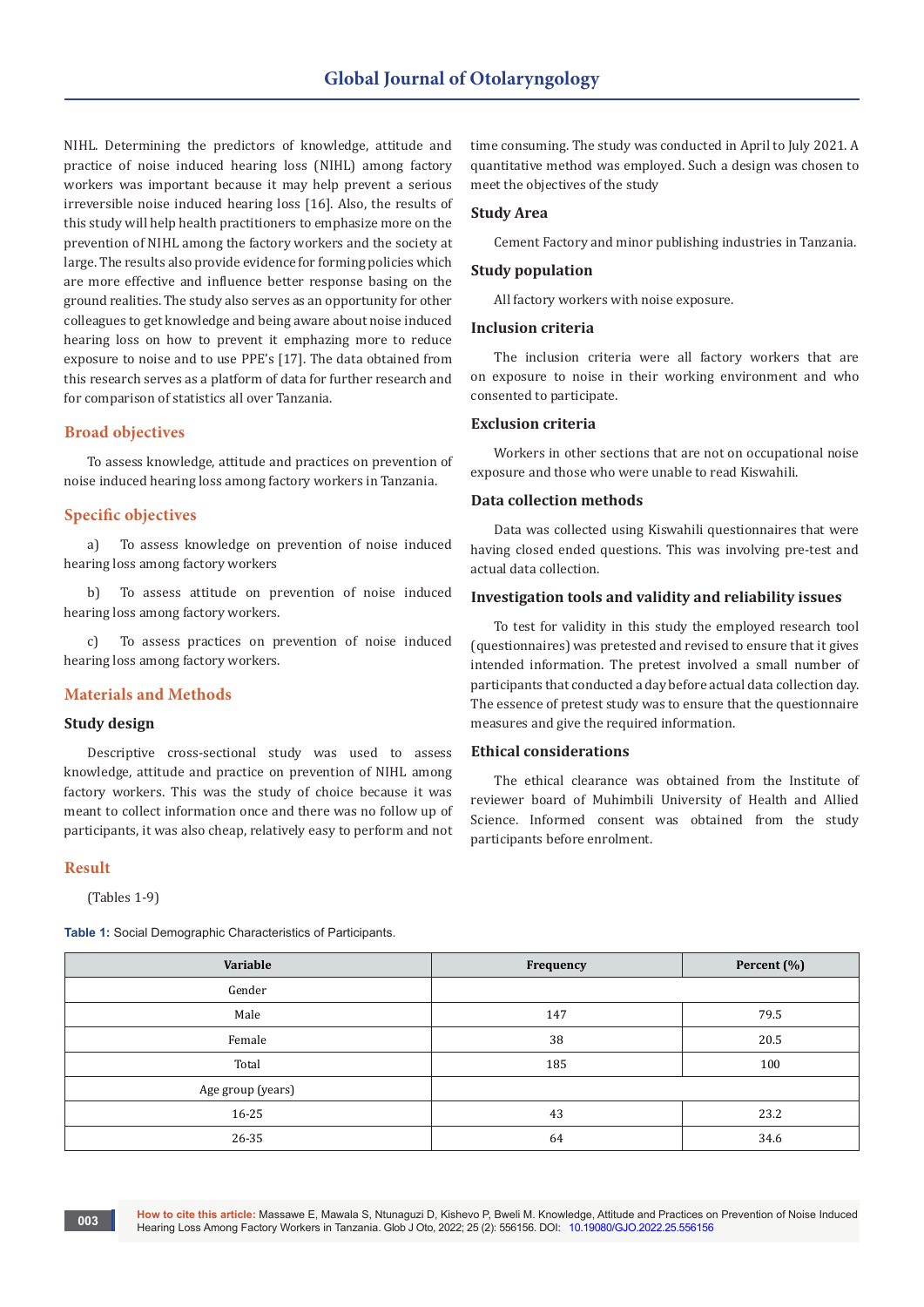NIHL. Determining the predictors of knowledge, attitude and practice of noise induced hearing loss (NIHL) among factory workers was important because it may help prevent a serious irreversible noise induced hearing loss [16]. Also, the results of this study will help health practitioners to emphasize more on the prevention of NIHL among the factory workers and the society at large. The results also provide evidence for forming policies which are more effective and influence better response basing on the ground realities. The study also serves as an opportunity for other colleagues to get knowledge and being aware about noise induced hearing loss on how to prevent it emphazing more to reduce exposure to noise and to use PPE's [17]. The data obtained from this research serves as a platform of data for further research and for comparison of statistics all over Tanzania.

## Broad objectives

To assess knowledge, attitude and practices on prevention of noise induced hearing loss among factory workers in Tanzania.

## Specific objectives

a) To assess knowledge on prevention of noise induced hearing loss among factory workers

b) To assess attitude on prevention of noise induced hearing loss among factory workers.

c) To assess practices on prevention of noise induced hearing loss among factory workers.

## Materials and Methods

### Study design

Descriptive cross-sectional study was used to assess knowledge, attitude and practice on prevention of NIHL among factory workers. This was the study of choice because it was meant to collect information once and there was no follow up of participants, it was also cheap, relatively easy to perform and not time consuming. The study was conducted in April to July 2021. A quantitative method was employed. Such a design was chosen to meet the objectives of the study

### Study Area

Cement Factory and minor publishing industries in Tanzania.

### Study population

All factory workers with noise exposure.

### Inclusion criteria

The inclusion criteria were all factory workers that are on exposure to noise in their working environment and who consented to participate.

### Exclusion criteria

Workers in other sections that are not on occupational noise exposure and those who were unable to read Kiswahili.

### Data collection methods

Data was collected using Kiswahili questionnaires that were having closed ended questions. This was involving pre-test and actual data collection.

### Investigation tools and validity and reliability issues

To test for validity in this study the employed research tool (questionnaires) was pretested and revised to ensure that it gives intended information. The pretest involved a small number of participants that conducted a day before actual data collection day. The essence of pretest study was to ensure that the questionnaire measures and give the required information.

### Ethical considerations

The ethical clearance was obtained from the Institute of reviewer board of Muhimbili University of Health and Allied Science. Informed consent was obtained from the study participants before enrolment.

## Result

(Tables 1-9)

**Table 1:** Social Demographic Characteristics of Participants.

| Variable | Frequency | Percent (%) |
|---|---|---|
| Gender | | |
| Male | 147 | 79.5 |
| Female | 38 | 20.5 |
| Total | 185 | 100 |
| Age group (years) | | |
| 16-25 | 43 | 23.2 |
| 26-35 | 64 | 34.6 |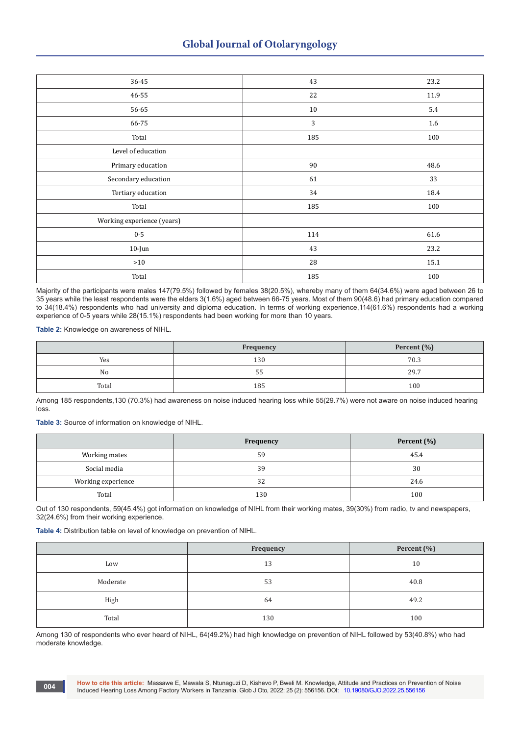| | | |
|---|---|---|
| 36-45 | 43 | 23.2 |
| 46-55 | 22 | 11.9 |
| 56-65 | 10 | 5.4 |
| 66-75 | 3 | 1.6 |
| Total | 185 | 100 |
| Level of education | | |
| Primary education | 90 | 48.6 |
| Secondary education | 61 | 33 |
| Tertiary education | 34 | 18.4 |
| Total | 185 | 100 |
| Working experience (years) | | |
| 0-5 | 114 | 61.6 |
| 10-Jun | 43 | 23.2 |
| >10 | 28 | 15.1 |
| Total | 185 | 100 |

Majority of the participants were males 147(79.5%) followed by females 38(20.5%), whereby many of them 64(34.6%) were aged between 26 to 35 years while the least respondents were the elders 3(1.6%) aged between 66-75 years. Most of them 90(48.6) had primary education compared to 34(18.4%) respondents who had university and diploma education. In terms of working experience,114(61.6%) respondents had a working experience of 0-5 years while 28(15.1%) respondents had been working for more than 10 years.

**Table 2:** Knowledge on awareness of NIHL.

| | Frequency | Percent (%) |
|---|---|---|
| Yes | 130 | 70.3 |
| No | 55 | 29.7 |
| Total | 185 | 100 |

Among 185 respondents,130 (70.3%) had awareness on noise induced hearing loss while 55(29.7%) were not aware on noise induced hearing loss.

**Table 3:** Source of information on knowledge of NIHL.

| | Frequency | Percent (%) |
|---|---|---|
| Working mates | 59 | 45.4 |
| Social media | 39 | 30 |
| Working experience | 32 | 24.6 |
| Total | 130 | 100 |

Out of 130 respondents, 59(45.4%) got information on knowledge of NIHL from their working mates, 39(30%) from radio, tv and newspapers, 32(24.6%) from their working experience.

**Table 4:** Distribution table on level of knowledge on prevention of NIHL.

| | Frequency | Percent (%) |
|---|---|---|
| Low | 13 | 10 |
| Moderate | 53 | 40.8 |
| High | 64 | 49.2 |
| Total | 130 | 100 |

Among 130 of respondents who ever heard of NIHL, 64(49.2%) had high knowledge on prevention of NIHL followed by 53(40.8%) who had moderate knowledge.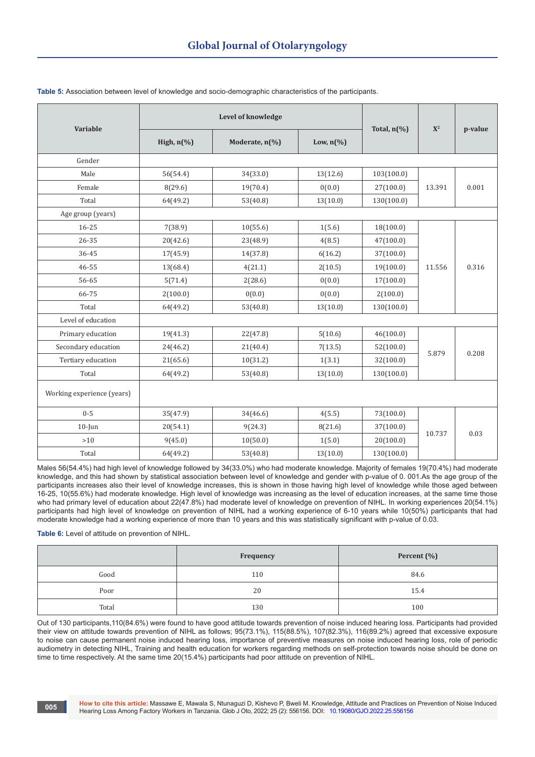**Table 5:** Association between level of knowledge and socio-demographic characteristics of the participants.

| Variable | Level of knowledge | | | Total, n(%) | $X^2$ | p-value |
|---|---|---|---|---|---|---|
| | High, n(%) | Moderate, n(%) | Low, n(%) | | | |
| Gender | | | | | | |
| Male | 56(54.4) | 34(33.0) | 13(12.6) | 103(100.0) | 13.391 | 0.001 |
| Female | 8(29.6) | 19(70.4) | 0(0.0) | 27(100.0) | | |
| Total | 64(49.2) | 53(40.8) | 13(10.0) | 130(100.0) | | |
| Age group (years) | | | | | | |
| 16-25 | 7(38.9) | 10(55.6) | 1(5.6) | 18(100.0) | 11.556 | 0.316 |
| 26-35 | 20(42.6) | 23(48.9) | 4(8.5) | 47(100.0) | | |
| 36-45 | 17(45.9) | 14(37.8) | 6(16.2) | 37(100.0) | | |
| 46-55 | 13(68.4) | 4(21.1) | 2(10.5) | 19(100.0) | | |
| 56-65 | 5(71.4) | 2(28.6) | 0(0.0) | 17(100.0) | | |
| 66-75 | 2(100.0) | 0(0.0) | 0(0.0) | 2(100.0) | | |
| Total | 64(49.2) | 53(40.8) | 13(10.0) | 130(100.0) | | |
| Level of education | | | | | | |
| Primary education | 19(41.3) | 22(47.8) | 5(10.6) | 46(100.0) | 5.879 | 0.208 |
| Secondary education | 24(46.2) | 21(40.4) | 7(13.5) | 52(100.0) | | |
| Tertiary education | 21(65.6) | 10(31.2) | 1(3.1) | 32(100.0) | | |
| Total | 64(49.2) | 53(40.8) | 13(10.0) | 130(100.0) | | |
| Working experience (years) | | | | | | |
| 0-5 | 35(47.9) | 34(46.6) | 4(5.5) | 73(100.0) | 10.737 | 0.03 |
| 10-Jun | 20(54.1) | 9(24.3) | 8(21.6) | 37(100.0) | | |
| >10 | 9(45.0) | 10(50.0) | 1(5.0) | 20(100.0) | | |
| Total | 64(49.2) | 53(40.8) | 13(10.0) | 130(100.0) | | |

Males 56(54.4%) had high level of knowledge followed by 34(33.0%) who had moderate knowledge. Majority of females 19(70.4%) had moderate knowledge, and this had shown by statistical association between level of knowledge and gender with p-value of 0. 001.As the age group of the participants increases also their level of knowledge increases, this is shown in those having high level of knowledge while those aged between 16-25, 10(55.6%) had moderate knowledge. High level of knowledge was increasing as the level of education increases, at the same time those who had primary level of education about 22(47.8%) had moderate level of knowledge on prevention of NIHL. In working experiences 20(54.1%) participants had high level of knowledge on prevention of NIHL had a working experience of 6-10 years while 10(50%) participants that had moderate knowledge had a working experience of more than 10 years and this was statistically significant with p-value of 0.03.

**Table 6:** Level of attitude on prevention of NIHL.

| | Frequency | Percent (%) |
|---|---|---|
| Good | 110 | 84.6 |
| Poor | 20 | 15.4 |
| Total | 130 | 100 |

Out of 130 participants,110(84.6%) were found to have good attitude towards prevention of noise induced hearing loss. Participants had provided their view on attitude towards prevention of NIHL as follows; 95(73.1%), 115(88.5%), 107(82.3%), 116(89.2%) agreed that excessive exposure to noise can cause permanent noise induced hearing loss, importance of preventive measures on noise induced hearing loss, role of periodic audiometry in detecting NIHL, Training and health education for workers regarding methods on self-protection towards noise should be done on time to time respectively. At the same time 20(15.4%) participants had poor attitude on prevention of NIHL.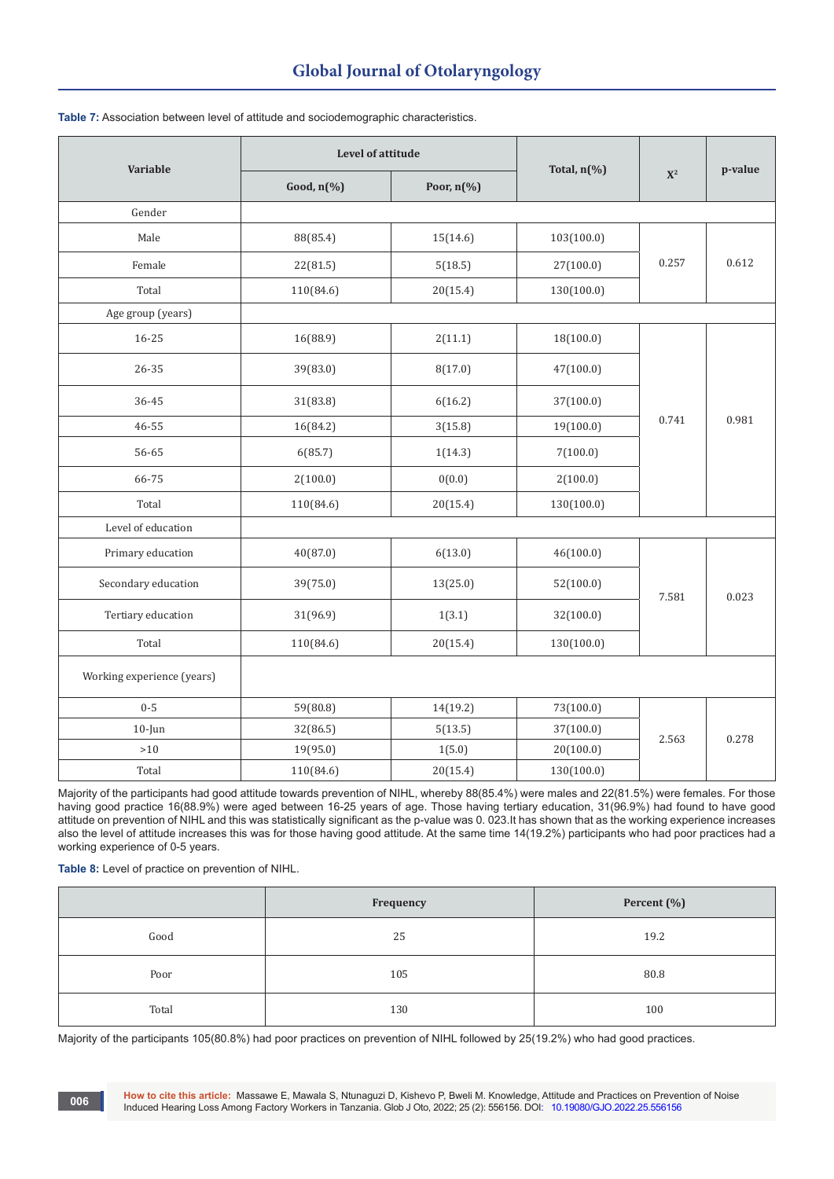**Table 7:** Association between level of attitude and sociodemographic characteristics.

| Variable | Level of attitude | | Total, n(%) | $X^2$ | p-value |
|---|---|---|---|---|---|
| | Good, n(%) | Poor, n(%) | | | |
| Gender | | | | | |
| Male | 88(85.4) | 15(14.6) | 103(100.0) | 0.257 | 0.612 |
| Female | 22(81.5) | 5(18.5) | 27(100.0) | | |
| Total | 110(84.6) | 20(15.4) | 130(100.0) | | |
| Age group (years) | | | | | |
| 16-25 | 16(88.9) | 2(11.1) | 18(100.0) | 0.741 | 0.981 |
| 26-35 | 39(83.0) | 8(17.0) | 47(100.0) | | |
| 36-45 | 31(83.8) | 6(16.2) | 37(100.0) | | |
| 46-55 | 16(84.2) | 3(15.8) | 19(100.0) | | |
| 56-65 | 6(85.7) | 1(14.3) | 7(100.0) | | |
| 66-75 | 2(100.0) | 0(0.0) | 2(100.0) | | |
| Total | 110(84.6) | 20(15.4) | 130(100.0) | | |
| Level of education | | | | | |
| Primary education | 40(87.0) | 6(13.0) | 46(100.0) | 7.581 | 0.023 |
| Secondary education | 39(75.0) | 13(25.0) | 52(100.0) | | |
| Tertiary education | 31(96.9) | 1(3.1) | 32(100.0) | | |
| Total | 110(84.6) | 20(15.4) | 130(100.0) | | |
| Working experience (years) | | | | | |
| 0-5 | 59(80.8) | 14(19.2) | 73(100.0) | 2.563 | 0.278 |
| 10-Jun | 32(86.5) | 5(13.5) | 37(100.0) | | |
| >10 | 19(95.0) | 1(5.0) | 20(100.0) | | |
| Total | 110(84.6) | 20(15.4) | 130(100.0) | | |

Majority of the participants had good attitude towards prevention of NIHL, whereby 88(85.4%) were males and 22(81.5%) were females. For those having good practice 16(88.9%) were aged between 16-25 years of age. Those having tertiary education, 31(96.9%) had found to have good attitude on prevention of NIHL and this was statistically significant as the p-value was 0. 023.It has shown that as the working experience increases also the level of attitude increases this was for those having good attitude. At the same time 14(19.2%) participants who had poor practices had a working experience of 0-5 years.

**Table 8:** Level of practice on prevention of NIHL.

| | Frequency | Percent (%) |
|---|---|---|
| Good | 25 | 19.2 |
| Poor | 105 | 80.8 |
| Total | 130 | 100 |

Majority of the participants 105(80.8%) had poor practices on prevention of NIHL followed by 25(19.2%) who had good practices.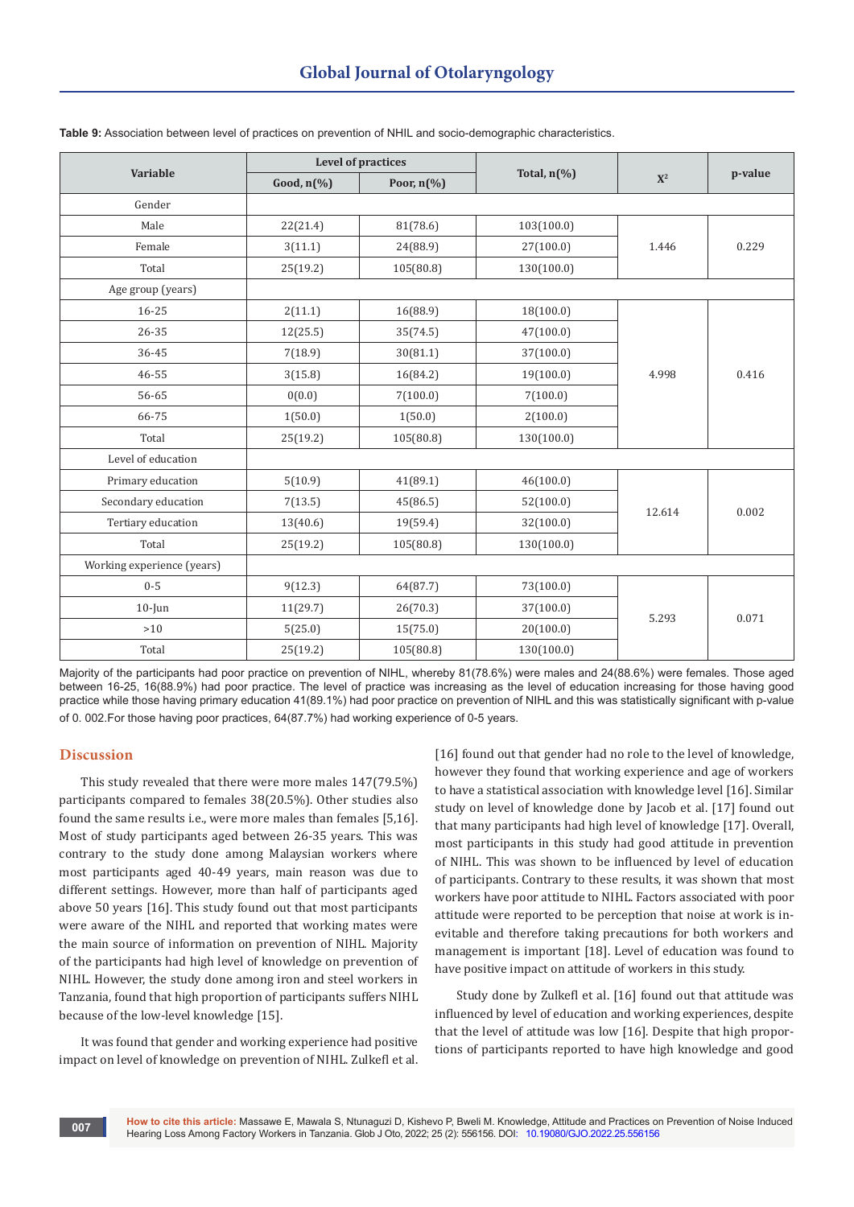**Table 9:** Association between level of practices on prevention of NHIL and socio-demographic characteristics.

| Variable | Level of practices | | Total, n(%) | $X^2$ | p-value |
|---|---|---|---|---|---|
| | Good, n(%) | Poor, n(%) | | | |
| Gender | | | | | |
| Male | 22(21.4) | 81(78.6) | 103(100.0) | 1.446 | 0.229 |
| Female | 3(11.1) | 24(88.9) | 27(100.0) | | |
| Total | 25(19.2) | 105(80.8) | 130(100.0) | | |
| Age group (years) | | | | | |
| 16-25 | 2(11.1) | 16(88.9) | 18(100.0) | 4.998 | 0.416 |
| 26-35 | 12(25.5) | 35(74.5) | 47(100.0) | | |
| 36-45 | 7(18.9) | 30(81.1) | 37(100.0) | | |
| 46-55 | 3(15.8) | 16(84.2) | 19(100.0) | | |
| 56-65 | 0(0.0) | 7(100.0) | 7(100.0) | | |
| 66-75 | 1(50.0) | 1(50.0) | 2(100.0) | | |
| Total | 25(19.2) | 105(80.8) | 130(100.0) | | |
| Level of education | | | | | |
| Primary education | 5(10.9) | 41(89.1) | 46(100.0) | 12.614 | 0.002 |
| Secondary education | 7(13.5) | 45(86.5) | 52(100.0) | | |
| Tertiary education | 13(40.6) | 19(59.4) | 32(100.0) | | |
| Total | 25(19.2) | 105(80.8) | 130(100.0) | | |
| Working experience (years) | | | | | |
| 0-5 | 9(12.3) | 64(87.7) | 73(100.0) | 5.293 | 0.071 |
| 10-Jun | 11(29.7) | 26(70.3) | 37(100.0) | | |
| >10 | 5(25.0) | 15(75.0) | 20(100.0) | | |
| Total | 25(19.2) | 105(80.8) | 130(100.0) | | |

Majority of the participants had poor practice on prevention of NIHL, whereby 81(78.6%) were males and 24(88.6%) were females. Those aged between 16-25, 16(88.9%) had poor practice. The level of practice was increasing as the level of education increasing for those having good practice while those having primary education 41(89.1%) had poor practice on prevention of NIHL and this was statistically significant with p-value of 0. 002.For those having poor practices, 64(87.7%) had working experience of 0-5 years.

## Discussion

This study revealed that there were more males 147(79.5%) participants compared to females 38(20.5%). Other studies also found the same results i.e., were more males than females [5,16]. Most of study participants aged between 26-35 years. This was contrary to the study done among Malaysian workers where most participants aged 40-49 years, main reason was due to different settings. However, more than half of participants aged above 50 years [16]. This study found out that most participants were aware of the NIHL and reported that working mates were the main source of information on prevention of NIHL. Majority of the participants had high level of knowledge on prevention of NIHL. However, the study done among iron and steel workers in Tanzania, found that high proportion of participants suffers NIHL because of the low-level knowledge [15].

It was found that gender and working experience had positive impact on level of knowledge on prevention of NIHL. Zulkefl et al. [16] found out that gender had no role to the level of knowledge, however they found that working experience and age of workers to have a statistical association with knowledge level [16]. Similar study on level of knowledge done by Jacob et al. [17] found out that many participants had high level of knowledge [17]. Overall, most participants in this study had good attitude in prevention of NIHL. This was shown to be influenced by level of education of participants. Contrary to these results, it was shown that most workers have poor attitude to NIHL. Factors associated with poor attitude were reported to be perception that noise at work is inevitable and therefore taking precautions for both workers and management is important [18]. Level of education was found to have positive impact on attitude of workers in this study.

Study done by Zulkefl et al. [16] found out that attitude was influenced by level of education and working experiences, despite that the level of attitude was low [16]. Despite that high proportions of participants reported to have high knowledge and good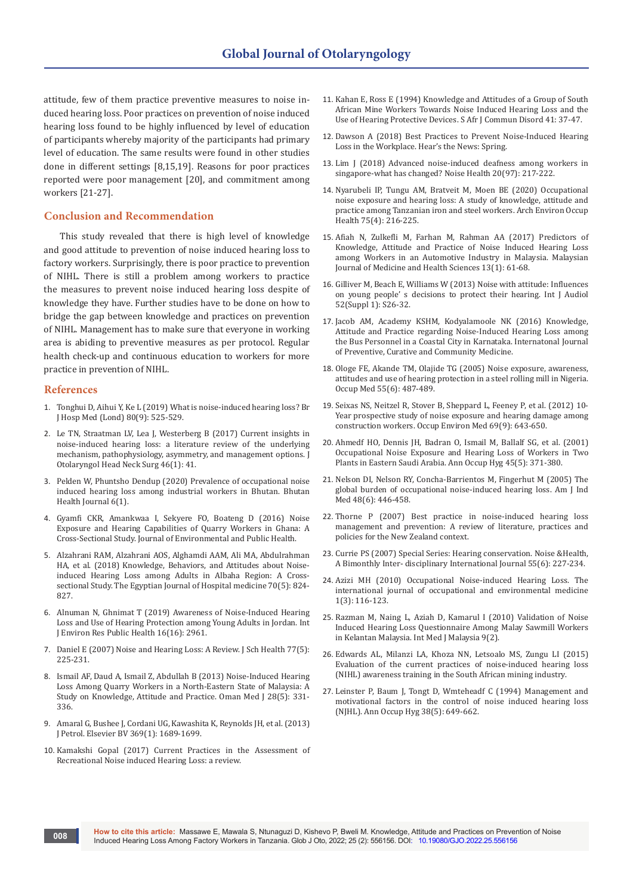attitude, few of them practice preventive measures to noise induced hearing loss. Poor practices on prevention of noise induced hearing loss found to be highly influenced by level of education of participants whereby majority of the participants had primary level of education. The same results were found in other studies done in different settings [8,15,19]. Reasons for poor practices reported were poor management [20], and commitment among workers [21-27].

## Conclusion and Recommendation

This study revealed that there is high level of knowledge and good attitude to prevention of noise induced hearing loss to factory workers. Surprisingly, there is poor practice to prevention of NIHL. There is still a problem among workers to practice the measures to prevent noise induced hearing loss despite of knowledge they have. Further studies have to be done on how to bridge the gap between knowledge and practices on prevention of NIHL. Management has to make sure that everyone in working area is abiding to preventive measures as per protocol. Regular health check-up and continuous education to workers for more practice in prevention of NIHL.

## References

1. Tonghui D, Aihui Y, Ke L (2019) What is noise-induced hearing loss? Br J Hosp Med (Lond) 80(9): 525-529.
2. Le TN, Straatman LV, Lea J, Westerberg B (2017) Current insights in noise-induced hearing loss: a literature review of the underlying mechanism, pathophysiology, asymmetry, and management options. J Otolaryngol Head Neck Surg 46(1): 41.
3. Pelden W, Phuntsho Dendup (2020) Prevalence of occupational noise induced hearing loss among industrial workers in Bhutan. Bhutan Health Journal 6(1).
4. Gyamfi CKR, Amankwaa I, Sekyere FO, Boateng D (2016) Noise Exposure and Hearing Capabilities of Quarry Workers in Ghana: A Cross-Sectional Study. Journal of Environmental and Public Health.
5. Alzahrani RAM, Alzahrani AOS, Alghamdi AAM, Ali MA, Abdulrahman HA, et al. (2018) Knowledge, Behaviors, and Attitudes about Noise-induced Hearing Loss among Adults in Albaha Region: A Cross-sectional Study. The Egyptian Journal of Hospital medicine 70(5): 824-827.
6. Alnuman N, Ghnimat T (2019) Awareness of Noise-Induced Hearing Loss and Use of Hearing Protection among Young Adults in Jordan. Int J Environ Res Public Health 16(16): 2961.
7. Daniel E (2007) Noise and Hearing Loss: A Review. J Sch Health 77(5): 225-231.
8. Ismail AF, Daud A, Ismail Z, Abdullah B (2013) Noise-Induced Hearing Loss Among Quarry Workers in a North-Eastern State of Malaysia: A Study on Knowledge, Attitude and Practice. Oman Med J 28(5): 331-336.
9. Amaral G, Bushee J, Cordani UG, Kawashita K, Reynolds JH, et al. (2013) J Petrol. Elsevier BV 369(1): 1689-1699.
10. Kamakshi Gopal (2017) Current Practices in the Assessment of Recreational Noise induced Hearing Loss: a review.
11. Kahan E, Ross E (1994) Knowledge and Attitudes of a Group of South African Mine Workers Towards Noise Induced Hearing Loss and the Use of Hearing Protective Devices. S Afr J Commun Disord 41: 37-47.
12. Dawson A (2018) Best Practices to Prevent Noise-Induced Hearing Loss in the Workplace. Hear's the News: Spring.
13. Lim J (2018) Advanced noise-induced deafness among workers in singapore-what has changed? Noise Health 20(97): 217-222.
14. Nyarubeli IP, Tungu AM, Bratveit M, Moen BE (2020) Occupational noise exposure and hearing loss: A study of knowledge, attitude and practice among Tanzanian iron and steel workers. Arch Environ Occup Health 75(4): 216-225.
15. Afiah N, Zulkefli M, Farhan M, Rahman AA (2017) Predictors of Knowledge, Attitude and Practice of Noise Induced Hearing Loss among Workers in an Automotive Industry in Malaysia. Malaysian Journal of Medicine and Health Sciences 13(1): 61-68.
16. Gilliver M, Beach E, Williams W (2013) Noise with attitude: Influences on young people' s decisions to protect their hearing. Int J Audiol 52(Suppl 1): S26-32.
17. Jacob AM, Academy KSHM, Kodyalamoole NK (2016) Knowledge, Attitude and Practice regarding Noise-Induced Hearing Loss among the Bus Personnel in a Coastal City in Karnataka. Internatonal Journal of Preventive, Curative and Community Medicine.
18. Ologe FE, Akande TM, Olajide TG (2005) Noise exposure, awareness, attitudes and use of hearing protection in a steel rolling mill in Nigeria. Occup Med 55(6): 487-489.
19. Seixas NS, Neitzel R, Stover B, Sheppard L, Feeney P, et al. (2012) 10-Year prospective study of noise exposure and hearing damage among construction workers. Occup Environ Med 69(9): 643-650.
20. Ahmedf HO, Dennis JH, Badran O, Ismail M, Ballalf SG, et al. (2001) Occupational Noise Exposure and Hearing Loss of Workers in Two Plants in Eastern Saudi Arabia. Ann Occup Hyg 45(5): 371-380.
21. Nelson DI, Nelson RY, Concha-Barrientos M, Fingerhut M (2005) The global burden of occupational noise-induced hearing loss. Am J Ind Med 48(6): 446-458.
22. Thorne P (2007) Best practice in noise-induced hearing loss management and prevention: A review of literature, practices and policies for the New Zealand context.
23. Currie PS (2007) Special Series: Hearing conservation. Noise &Health, A Bimonthly Inter- disciplinary International Journal 55(6): 227-234.
24. Azizi MH (2010) Occupational Noise-induced Hearing Loss. The international journal of occupational and environmental medicine 1(3): 116-123.
25. Razman M, Naing L, Aziah D, Kamarul I (2010) Validation of Noise Induced Hearing Loss Questionnaire Among Malay Sawmill Workers in Kelantan Malaysia. Int Med J Malaysia 9(2).
26. Edwards AL, Milanzi LA, Khoza NN, Letsoalo MS, Zungu LI (2015) Evaluation of the current practices of noise-induced hearing loss (NIHL) awareness training in the South African mining industry.
27. Leinster P, Baum J, Tongt D, Wmteheadf C (1994) Management and motivational factors in the control of noise induced hearing loss (NJHL). Ann Occup Hyg 38(5): 649-662.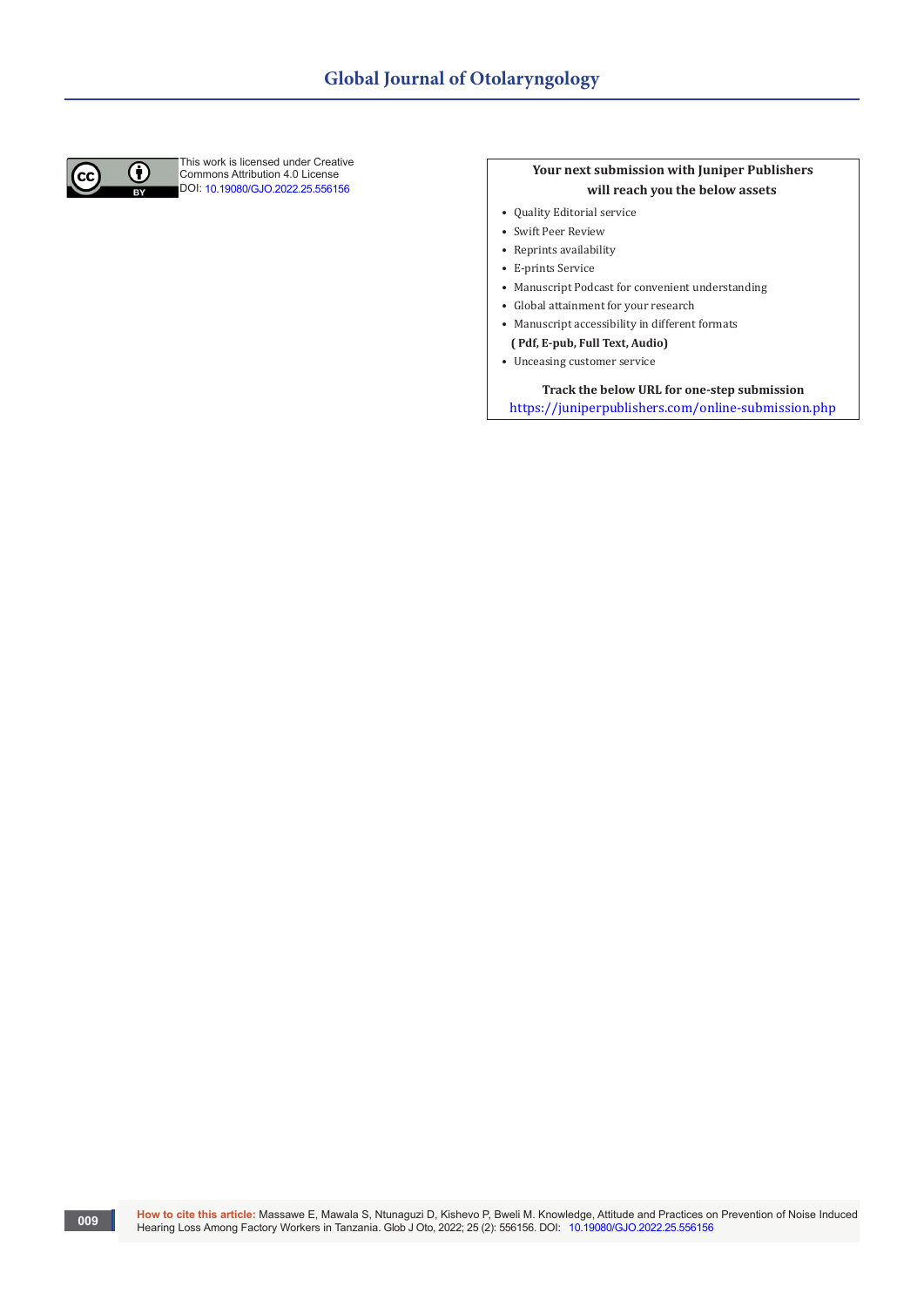This work is licensed under Creative Commons Attribution 4.0 License
DOI: 10.19080/GJO.2022.25.556156

**Your next submission with Juniper Publishers will reach you the below assets**

- Quality Editorial service
- Swift Peer Review
- Reprints availability
- E-prints Service
- Manuscript Podcast for convenient understanding
- Global attainment for your research
- Manuscript accessibility in different formats

**( Pdf, E-pub, Full Text, Audio)**

- Unceasing customer service

**Track the below URL for one-step submission**
https://juniperpublishers.com/online-submission.php

**How to cite this article:** Massawe E, Mawala S, Ntunaguzi D, Kishevo P, Bweli M. Knowledge, Attitude and Practices on Prevention of Noise Induced Hearing Loss Among Factory Workers in Tanzania. Glob J Oto, 2022; 25 (2): 556156. DOI: 10.19080/GJO.2022.25.556156